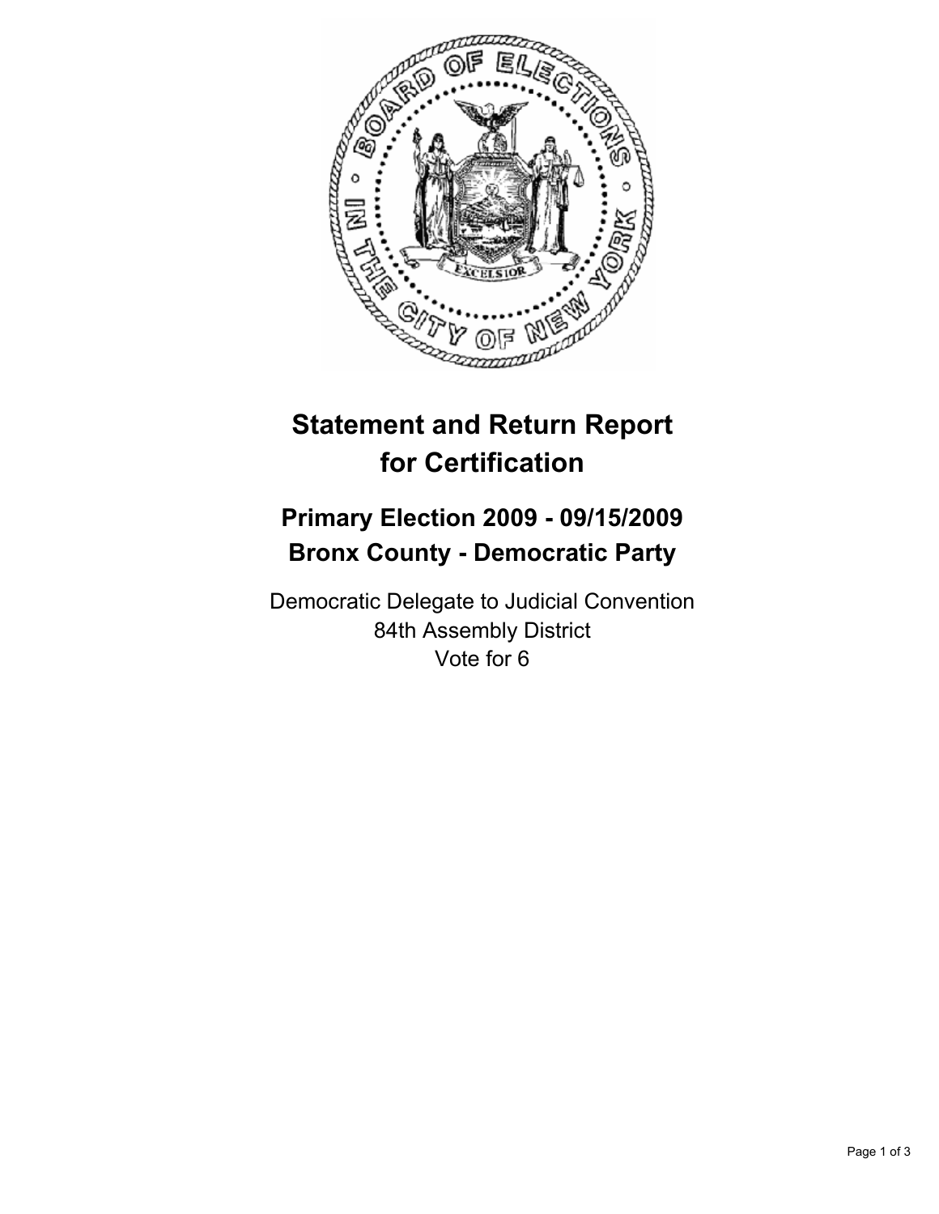# Statement and Return Report for Certification

## Primary Election 2009 - 09/15/2009
## Bronx County - Democratic Party

Democratic Delegate to Judicial Convention
84th Assembly District
Vote for 6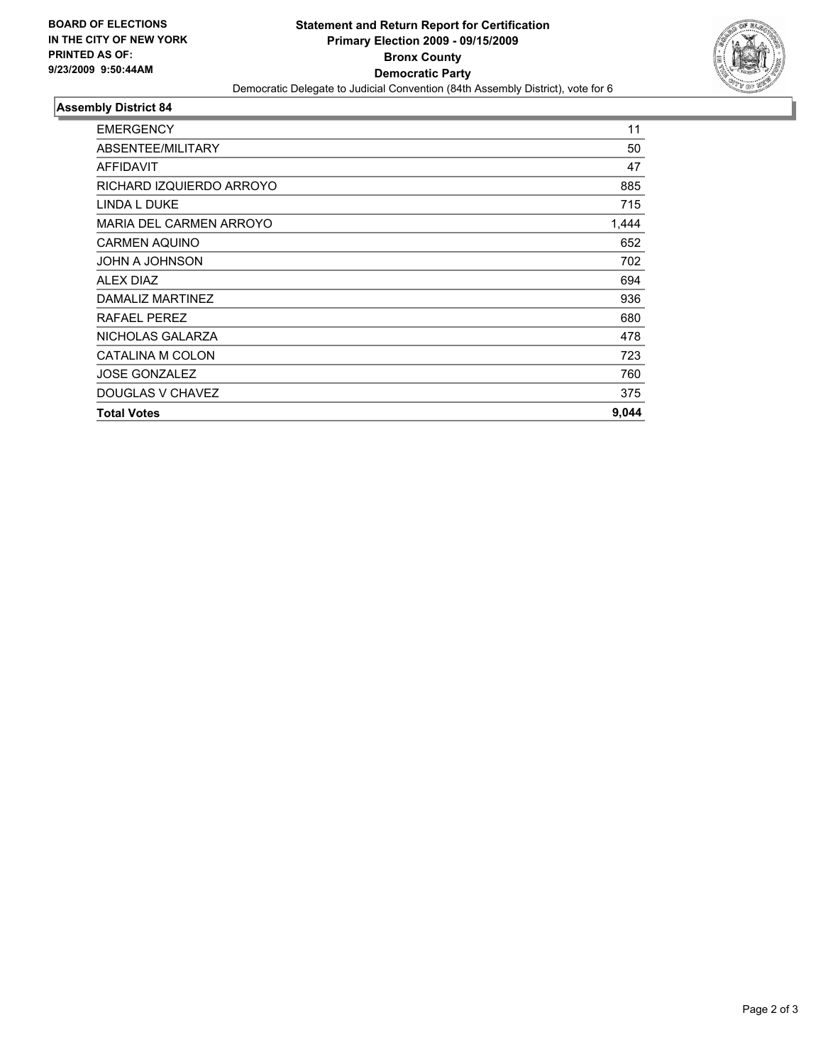**BOARD OF ELECTIONS IN THE CITY OF NEW YORK PRINTED AS OF: 9/23/2009 9:50:44AM**

# Statement and Return Report for Certification
## Primary Election 2009 - 09/15/2009
## Bronx County
## Democratic Party

Democratic Delegate to Judicial Convention (84th Assembly District), vote for 6

### Assembly District 84

| | |
|---|---|
| EMERGENCY | 11 |
| ABSENTEE/MILITARY | 50 |
| AFFIDAVIT | 47 |
| RICHARD IZQUIERDO ARROYO | 885 |
| LINDA L DUKE | 715 |
| MARIA DEL CARMEN ARROYO | 1,444 |
| CARMEN AQUINO | 652 |
| JOHN A JOHNSON | 702 |
| ALEX DIAZ | 694 |
| DAMALIZ MARTINEZ | 936 |
| RAFAEL PEREZ | 680 |
| NICHOLAS GALARZA | 478 |
| CATALINA M COLON | 723 |
| JOSE GONZALEZ | 760 |
| DOUGLAS V CHAVEZ | 375 |
| **Total Votes** | **9,044** |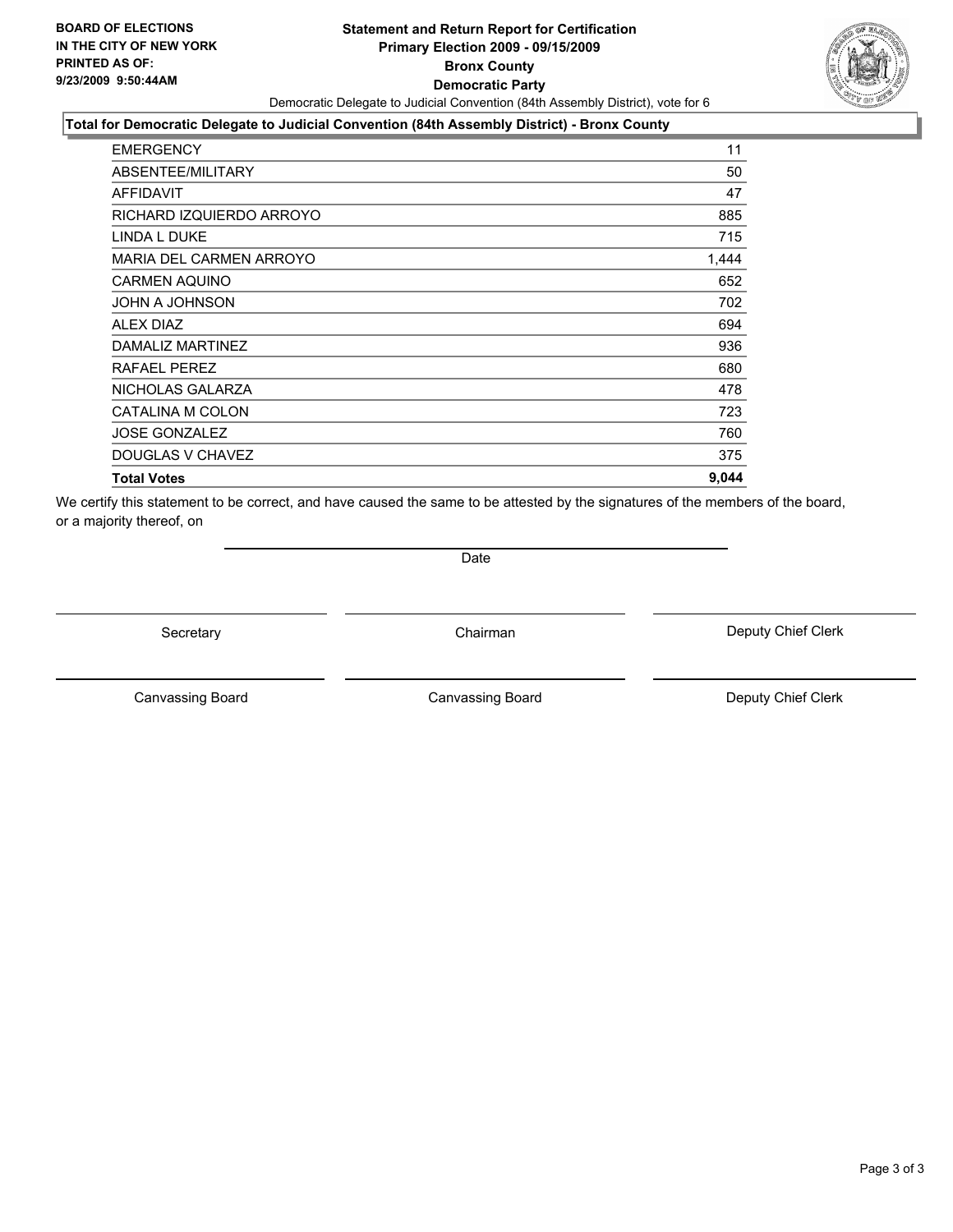**BOARD OF ELECTIONS IN THE CITY OF NEW YORK PRINTED AS OF: 9/23/2009 9:50:44AM**

# Statement and Return Report for Certification
## Primary Election 2009 - 09/15/2009
## Bronx County
## Democratic Party

Democratic Delegate to Judicial Convention (84th Assembly District), vote for 6

### Total for Democratic Delegate to Judicial Convention (84th Assembly District) - Bronx County

| | |
|---|---|
| EMERGENCY | 11 |
| ABSENTEE/MILITARY | 50 |
| AFFIDAVIT | 47 |
| RICHARD IZQUIERDO ARROYO | 885 |
| LINDA L DUKE | 715 |
| MARIA DEL CARMEN ARROYO | 1,444 |
| CARMEN AQUINO | 652 |
| JOHN A JOHNSON | 702 |
| ALEX DIAZ | 694 |
| DAMALIZ MARTINEZ | 936 |
| RAFAEL PEREZ | 680 |
| NICHOLAS GALARZA | 478 |
| CATALINA M COLON | 723 |
| JOSE GONZALEZ | 760 |
| DOUGLAS V CHAVEZ | 375 |
| **Total Votes** | **9,044** |

We certify this statement to be correct, and have caused the same to be attested by the signatures of the members of the board, or a majority thereof, on

Date

Secretary

Chairman

Deputy Chief Clerk

Canvassing Board

Canvassing Board

Deputy Chief Clerk